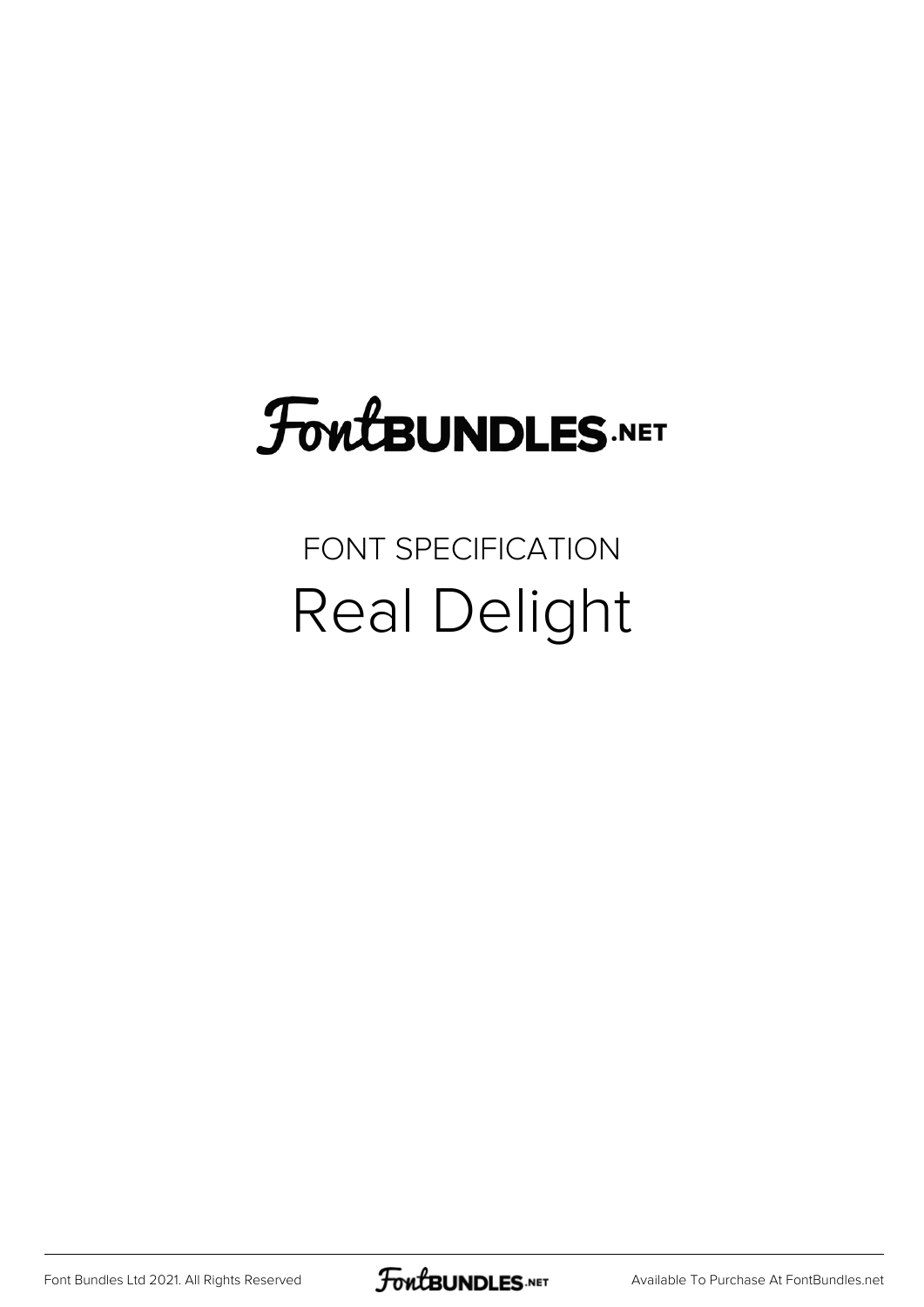FontBUNDLES.NET

FONT SPECIFICATION

# Real Delight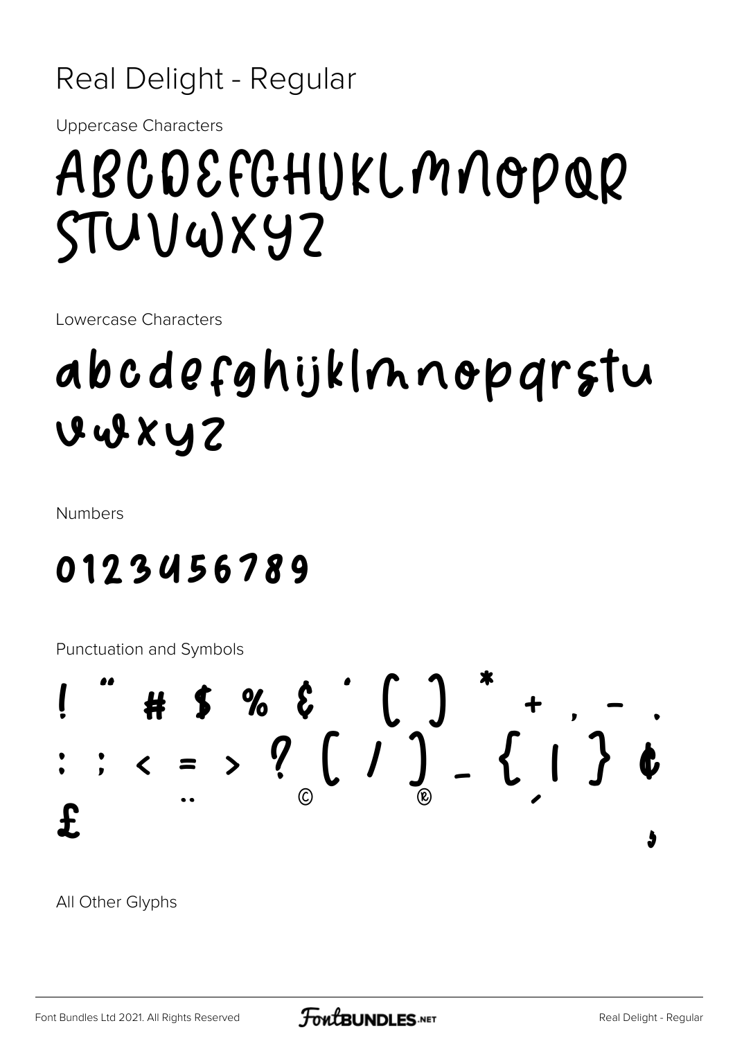# Real Delight - Regular

Uppercase Characters

ABCDEFGHIJKLMNOPQR
STUVWXYZ

Lowercase Characters

abcdefghijklmnopqrstu
vwxyz

Numbers

0123456789

Punctuation and Symbols

! " # $ % & ' ( ) * + , - .
: ; < = > ? [ / ] _ { | } ¢
£ ¨ © ® ´ ¸

All Other Glyphs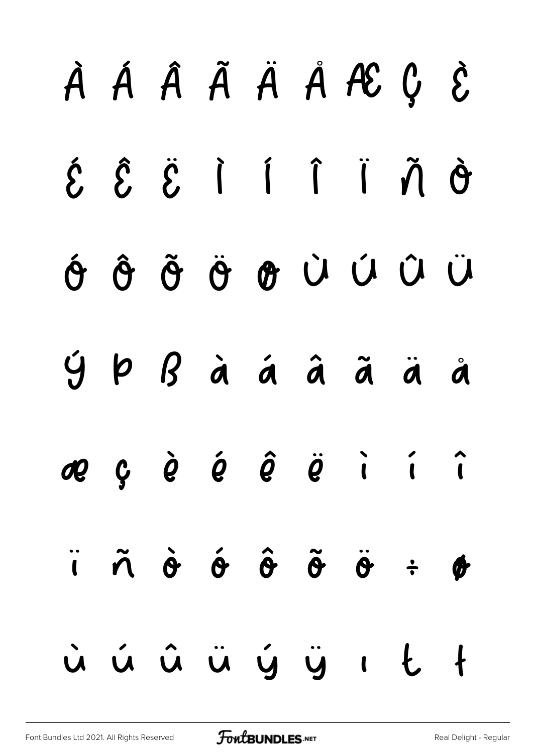À Á Â Ã Ä Å Æ Ç È

É Ê Ë Ì Í Î Ï Ñ Ò

Ó Ô Õ Ö Ø Ù Ú Û Ü

Ý Þ ß à á â ã ä å

æ ç è é ê ë ì í î

ï ñ ò ó ô õ ö ÷ ø

ù ú û ü ý ÿ ı Ł ł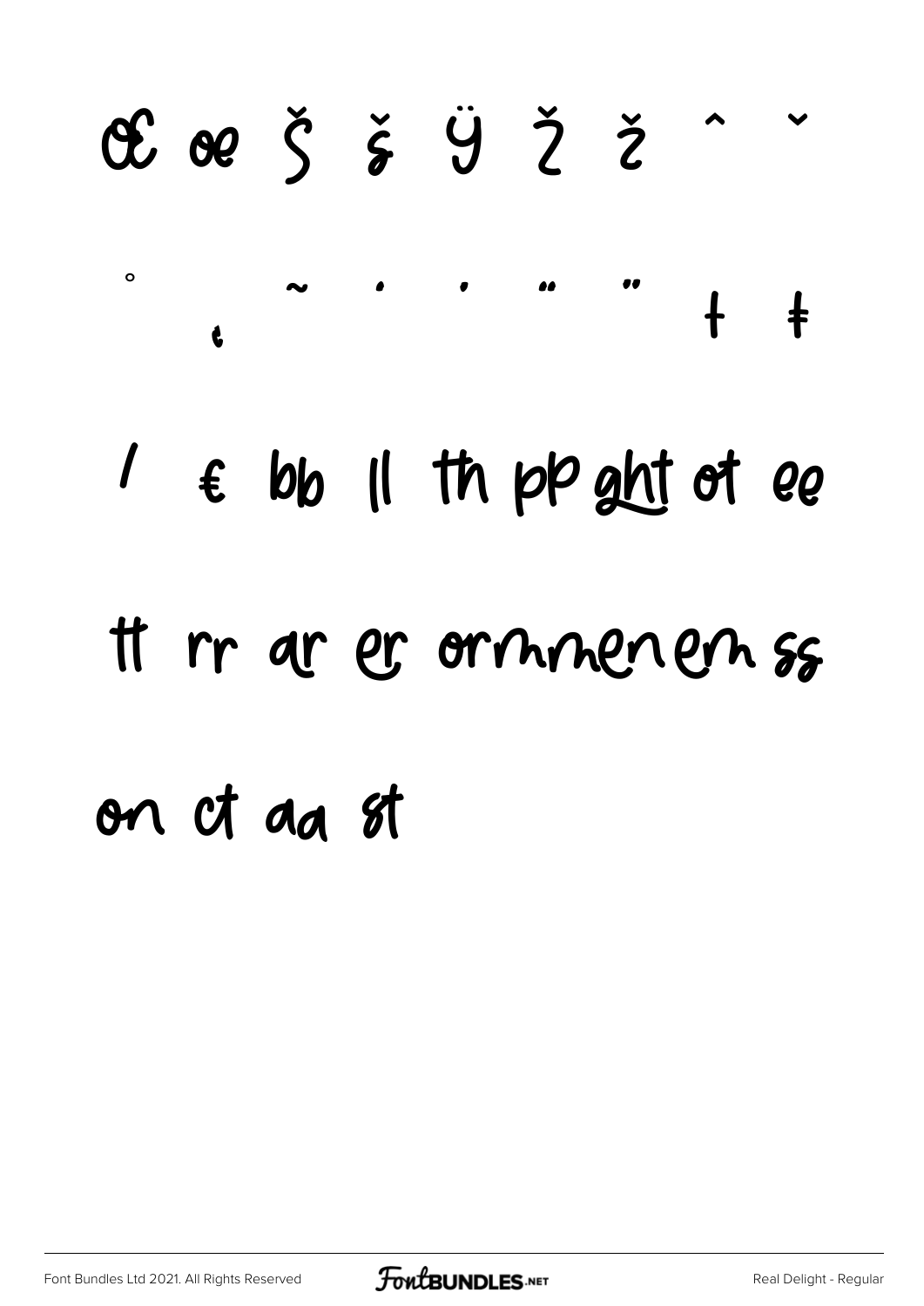Œ œ Š š Ÿ Ž ž ˆ ˇ

˚ ¸ ˜ ‘ ’ “ ” † ‡

/ € bb ll th pp ght ot ee

tt rr ar er ornmenern ss

on ct aa st